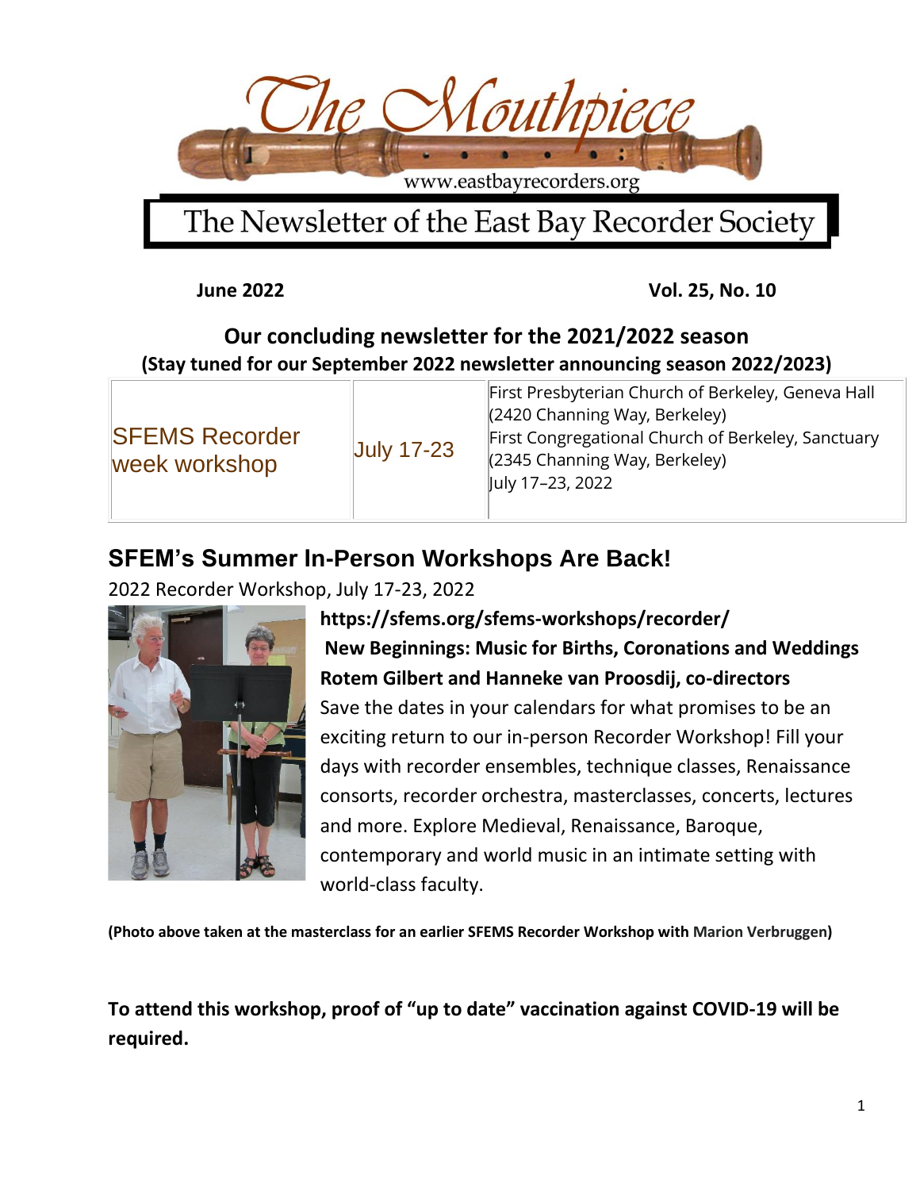# The Mouthpiece

www.eastbayrecorders.org

## The Newsletter of the East Bay Recorder Society

**June 2022** **Vol. 25, No. 10**

**Our concluding newsletter for the 2021/2022 season**
**(Stay tuned for our September 2022 newsletter announcing season 2022/2023)**

| | | |
|---|---|---|
| SFEMS Recorder week workshop | July 17-23 | First Presbyterian Church of Berkeley, Geneva Hall (2420 Channing Way, Berkeley)<br>First Congregational Church of Berkeley, Sanctuary (2345 Channing Way, Berkeley)<br>July 17–23, 2022 |

## SFEM's Summer In-Person Workshops Are Back!

2022 Recorder Workshop, July 17-23, 2022

**https://sfems.org/sfems-workshops/recorder/**

**New Beginnings: Music for Births, Coronations and Weddings**

**Rotem Gilbert and Hanneke van Proosdij, co-directors**

Save the dates in your calendars for what promises to be an exciting return to our in-person Recorder Workshop! Fill your days with recorder ensembles, technique classes, Renaissance consorts, recorder orchestra, masterclasses, concerts, lectures and more. Explore Medieval, Renaissance, Baroque, contemporary and world music in an intimate setting with world-class faculty.

**(Photo above taken at the masterclass for an earlier SFEMS Recorder Workshop with Marion Verbruggen)**

**To attend this workshop, proof of "up to date" vaccination against COVID-19 will be required.**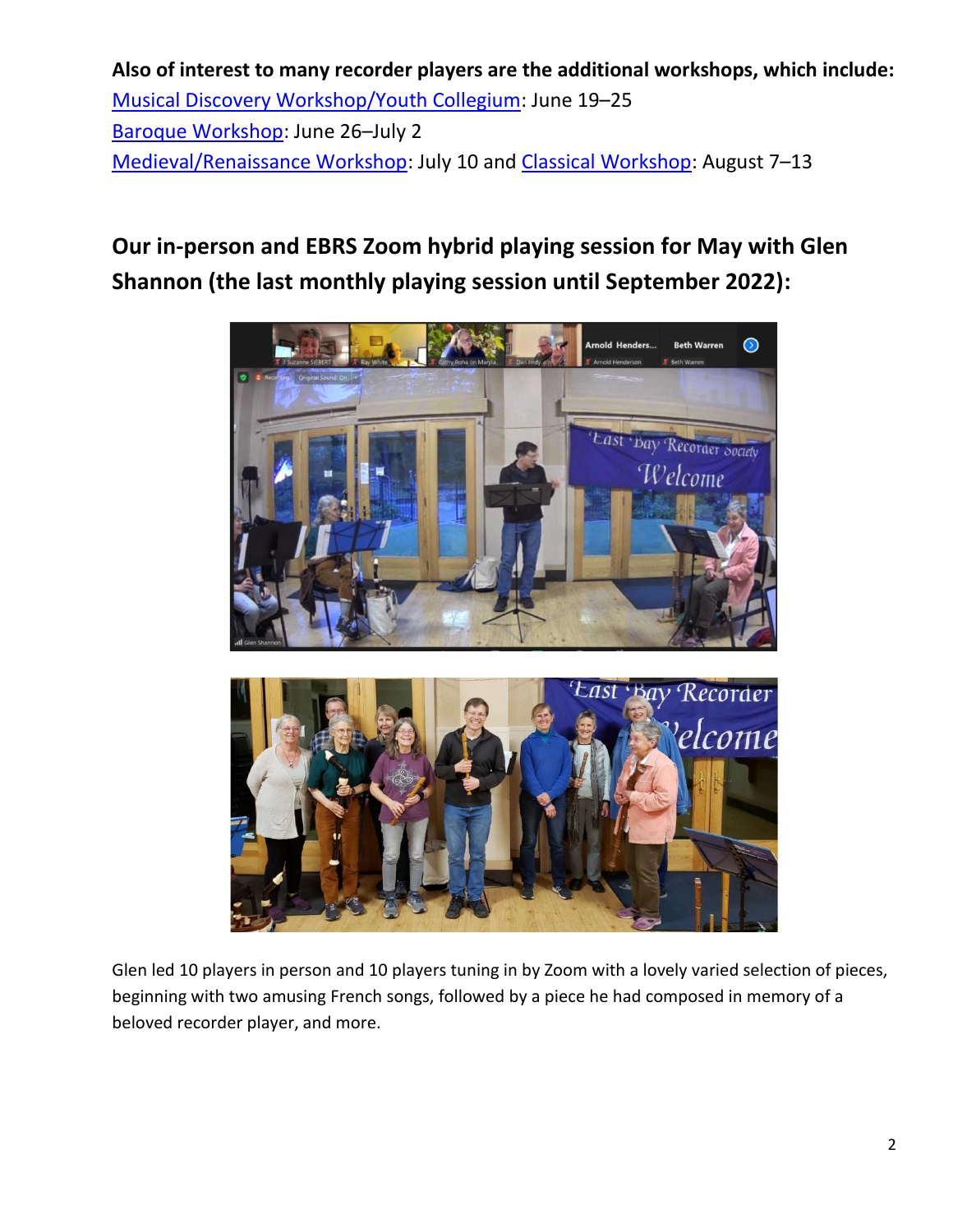**Also of interest to many recorder players are the additional workshops, which include:**
[Musical Discovery Workshop/Youth Collegium](): June 19–25
[Baroque Workshop](): June 26–July 2
[Medieval/Renaissance Workshop](): July 10 and [Classical Workshop](): August 7–13

## Our in-person and EBRS Zoom hybrid playing session for May with Glen Shannon (the last monthly playing session until September 2022):

Glen led 10 players in person and 10 players tuning in by Zoom with a lovely varied selection of pieces, beginning with two amusing French songs, followed by a piece he had composed in memory of a beloved recorder player, and more.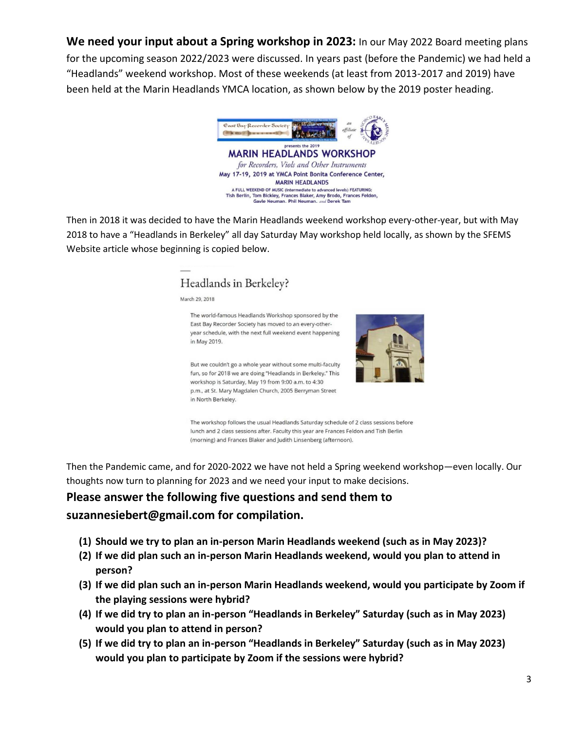**We need your input about a Spring workshop in 2023:** In our May 2022 Board meeting plans for the upcoming season 2022/2023 were discussed. In years past (before the Pandemic) we had held a "Headlands" weekend workshop. Most of these weekends (at least from 2013-2017 and 2019) have been held at the Marin Headlands YMCA location, as shown below by the 2019 poster heading.

East Bay Recorder Society — an affiliate of San Francisco Early Music Society

presents the 2019

**MARIN HEADLANDS WORKSHOP**

*for Recorders, Viols and Other Instruments*

**May 17-19, 2019 at YMCA Point Bonita Conference Center, MARIN HEADLANDS**

A FULL WEEKEND OF MUSIC (intermediate to advanced levels) FEATURING: Tish Berlin, Tom Bickley, Frances Blaker, Amy Brodo, Frances Feldon, Gayle Neuman, Phil Neuman, *and* Derek Tam

Then in 2018 it was decided to have the Marin Headlands weekend workshop every-other-year, but with May 2018 to have a "Headlands in Berkeley" all day Saturday May workshop held locally, as shown by the SFEMS Website article whose beginning is copied below.

## Headlands in Berkeley?

March 29, 2018

The world-famous Headlands Workshop sponsored by the East Bay Recorder Society has moved to an every-other-year schedule, with the next full weekend event happening in May 2019.

But we couldn't go a whole year without some multi-faculty fun, so for 2018 we are doing "Headlands in Berkeley." This workshop is Saturday, May 19 from 9:00 a.m. to 4:30 p.m., at St. Mary Magdalen Church, 2005 Berryman Street in North Berkeley.

The workshop follows the usual Headlands Saturday schedule of 2 class sessions before lunch and 2 class sessions after. Faculty this year are Frances Feldon and Tish Berlin (morning) and Frances Blaker and Judith Linsenberg (afternoon).

Then the Pandemic came, and for 2020-2022 we have not held a Spring weekend workshop—even locally. Our thoughts now turn to planning for 2023 and we need your input to make decisions.

**Please answer the following five questions and send them to suzannesiebert@gmail.com for compilation.**

1. **Should we try to plan an in-person Marin Headlands weekend (such as in May 2023)?**
2. **If we did plan such an in-person Marin Headlands weekend, would you plan to attend in person?**
3. **If we did plan such an in-person Marin Headlands weekend, would you participate by Zoom if the playing sessions were hybrid?**
4. **If we did try to plan an in-person "Headlands in Berkeley" Saturday (such as in May 2023) would you plan to attend in person?**
5. **If we did try to plan an in-person "Headlands in Berkeley" Saturday (such as in May 2023) would you plan to participate by Zoom if the sessions were hybrid?**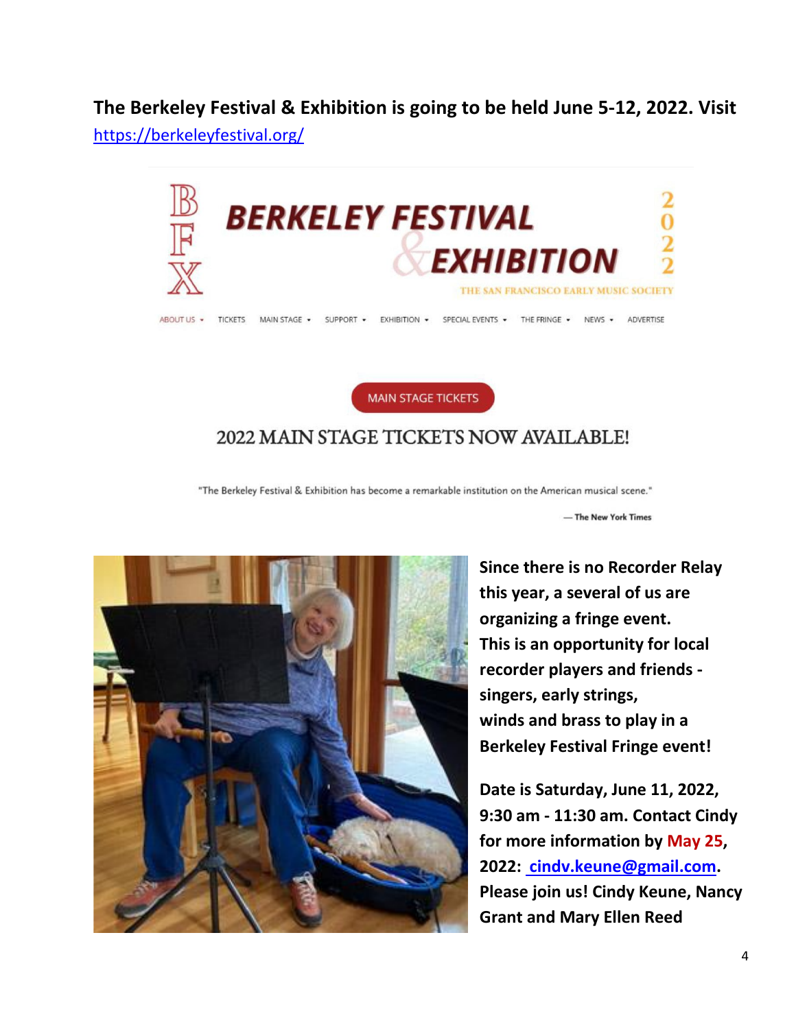**The Berkeley Festival & Exhibition is going to be held June 5-12, 2022. Visit** https://berkeleyfestival.org/

BERKELEY FESTIVAL & EXHIBITION 2022

THE SAN FRANCISCO EARLY MUSIC SOCIETY

ABOUT US · TICKETS · MAIN STAGE · SUPPORT · EXHIBITION · SPECIAL EVENTS · THE FRINGE · NEWS · ADVERTISE

MAIN STAGE TICKETS

2022 MAIN STAGE TICKETS NOW AVAILABLE!

"The Berkeley Festival & Exhibition has become a remarkable institution on the American musical scene."

— The New York Times

**Since there is no Recorder Relay this year, a several of us are organizing a fringe event. This is an opportunity for local recorder players and friends - singers, early strings, winds and brass to play in a Berkeley Festival Fringe event!**

**Date is Saturday, June 11, 2022, 9:30 am - 11:30 am. Contact Cindy for more information by May 25, 2022: cindv.keune@gmail.com. Please join us! Cindy Keune, Nancy Grant and Mary Ellen Reed**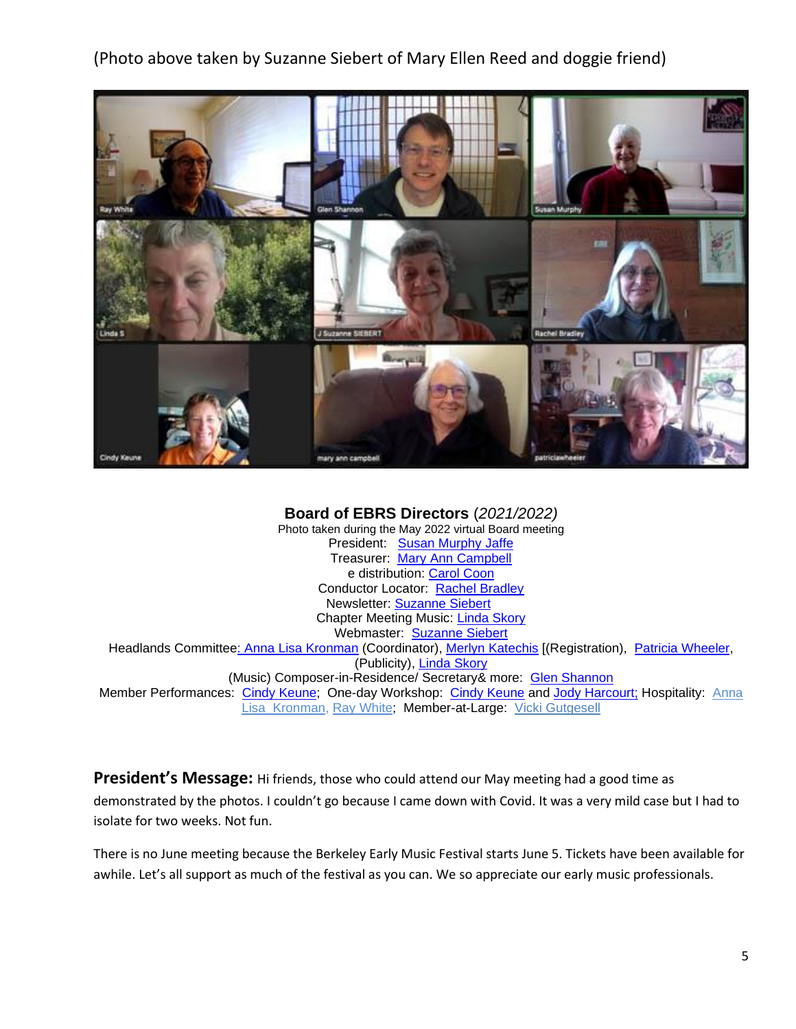(Photo above taken by Suzanne Siebert of Mary Ellen Reed and doggie friend)

**Board of EBRS Directors** *(2021/2022)*

Photo taken during the May 2022 virtual Board meeting

President: Susan Murphy Jaffe

Treasurer: Mary Ann Campbell

e distribution: Carol Coon

Conductor Locator: Rachel Bradley

Newsletter: Suzanne Siebert

Chapter Meeting Music: Linda Skory

Webmaster: Suzanne Siebert

Headlands Committee: Anna Lisa Kronman (Coordinator), Merlyn Katechis [(Registration), Patricia Wheeler, (Publicity), Linda Skory

(Music) Composer-in-Residence/ Secretary& more: Glen Shannon

Member Performances: Cindy Keune; One-day Workshop: Cindy Keune and Jody Harcourt; Hospitality: Anna Lisa Kronman, Ray White; Member-at-Large: Vicki Gutgesell

**President's Message:** Hi friends, those who could attend our May meeting had a good time as demonstrated by the photos. I couldn't go because I came down with Covid. It was a very mild case but I had to isolate for two weeks. Not fun.

There is no June meeting because the Berkeley Early Music Festival starts June 5. Tickets have been available for awhile. Let's all support as much of the festival as you can. We so appreciate our early music professionals.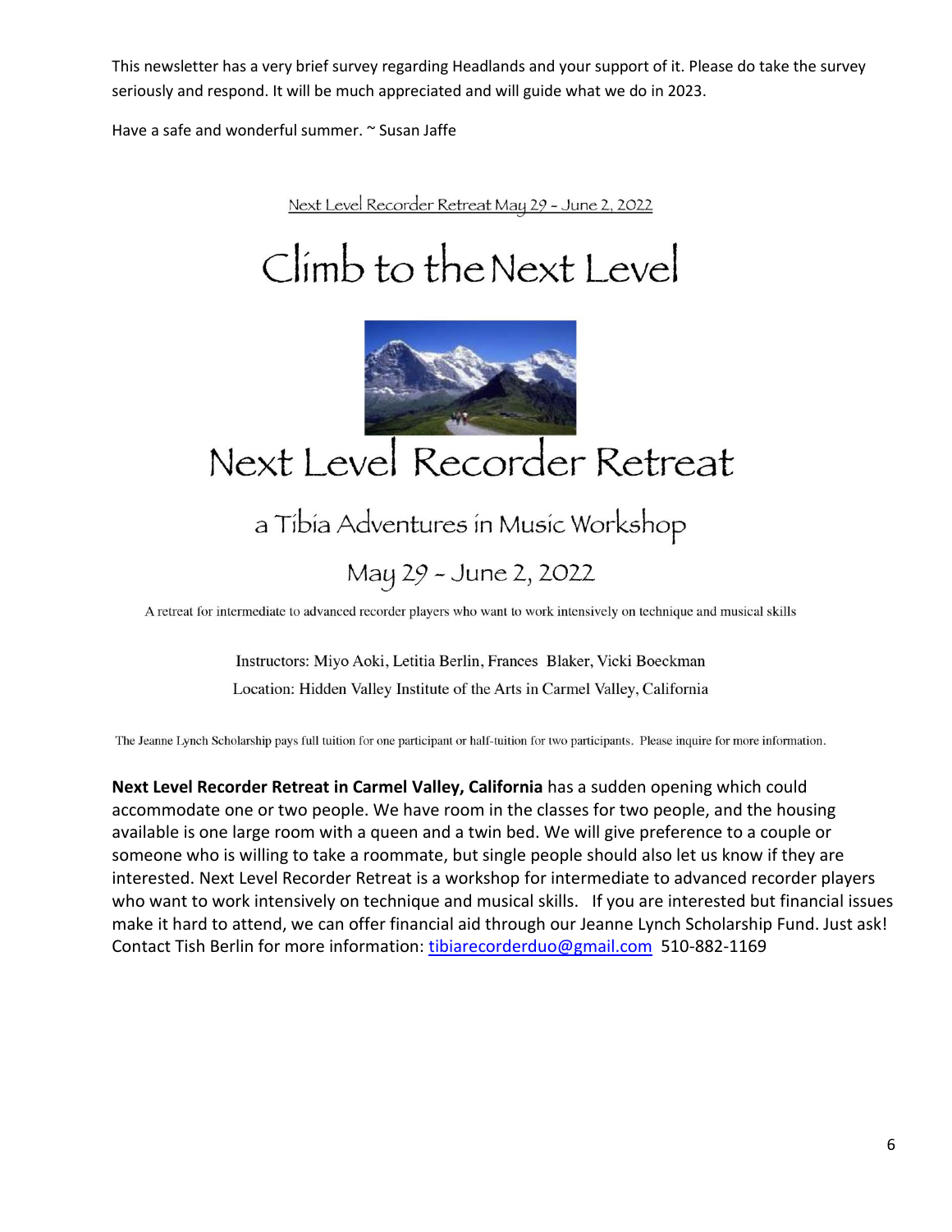This newsletter has a very brief survey regarding Headlands and your support of it. Please do take the survey seriously and respond. It will be much appreciated and will guide what we do in 2023.

Have a safe and wonderful summer. ~ Susan Jaffe

Next Level Recorder Retreat May 29 - June 2, 2022

# Climb to the Next Level

# Next Level Recorder Retreat

## a Tibia Adventures in Music Workshop

## May 29 - June 2, 2022

A retreat for intermediate to advanced recorder players who want to work intensively on technique and musical skills

Instructors: Miyo Aoki, Letitia Berlin, Frances Blaker, Vicki Boeckman

Location: Hidden Valley Institute of the Arts in Carmel Valley, California

The Jeanne Lynch Scholarship pays full tuition for one participant or half-tuition for two participants. Please inquire for more information.

**Next Level Recorder Retreat in Carmel Valley, California** has a sudden opening which could accommodate one or two people. We have room in the classes for two people, and the housing available is one large room with a queen and a twin bed. We will give preference to a couple or someone who is willing to take a roommate, but single people should also let us know if they are interested. Next Level Recorder Retreat is a workshop for intermediate to advanced recorder players who want to work intensively on technique and musical skills. If you are interested but financial issues make it hard to attend, we can offer financial aid through our Jeanne Lynch Scholarship Fund. Just ask! Contact Tish Berlin for more information: tibiarecorderduo@gmail.com 510-882-1169